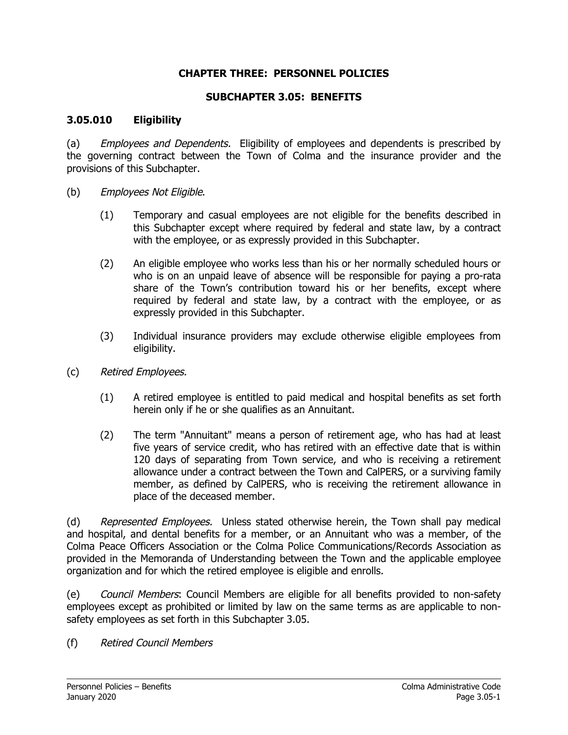# CHAPTER THREE: PERSONNEL POLICIES

## SUBCHAPTER 3.05: BENEFITS

### 3.05.010 Eligibility

(a) *Employees and Dependents.* Eligibility of employees and dependents is prescribed by the governing contract between the Town of Colma and the insurance provider and the provisions of this Subchapter.

(b) *Employees Not Eligible*.

(1) Temporary and casual employees are not eligible for the benefits described in this Subchapter except where required by federal and state law, by a contract with the employee, or as expressly provided in this Subchapter.

(2) An eligible employee who works less than his or her normally scheduled hours or who is on an unpaid leave of absence will be responsible for paying a pro-rata share of the Town's contribution toward his or her benefits, except where required by federal and state law, by a contract with the employee, or as expressly provided in this Subchapter.

(3) Individual insurance providers may exclude otherwise eligible employees from eligibility.

(c) *Retired Employees.*

(1) A retired employee is entitled to paid medical and hospital benefits as set forth herein only if he or she qualifies as an Annuitant.

(2) The term "Annuitant" means a person of retirement age, who has had at least five years of service credit, who has retired with an effective date that is within 120 days of separating from Town service, and who is receiving a retirement allowance under a contract between the Town and CalPERS, or a surviving family member, as defined by CalPERS, who is receiving the retirement allowance in place of the deceased member.

(d) *Represented Employees.* Unless stated otherwise herein, the Town shall pay medical and hospital, and dental benefits for a member, or an Annuitant who was a member, of the Colma Peace Officers Association or the Colma Police Communications/Records Association as provided in the Memoranda of Understanding between the Town and the applicable employee organization and for which the retired employee is eligible and enrolls.

(e) *Council Members*: Council Members are eligible for all benefits provided to non-safety employees except as prohibited or limited by law on the same terms as are applicable to non-safety employees as set forth in this Subchapter 3.05.

(f) *Retired Council Members*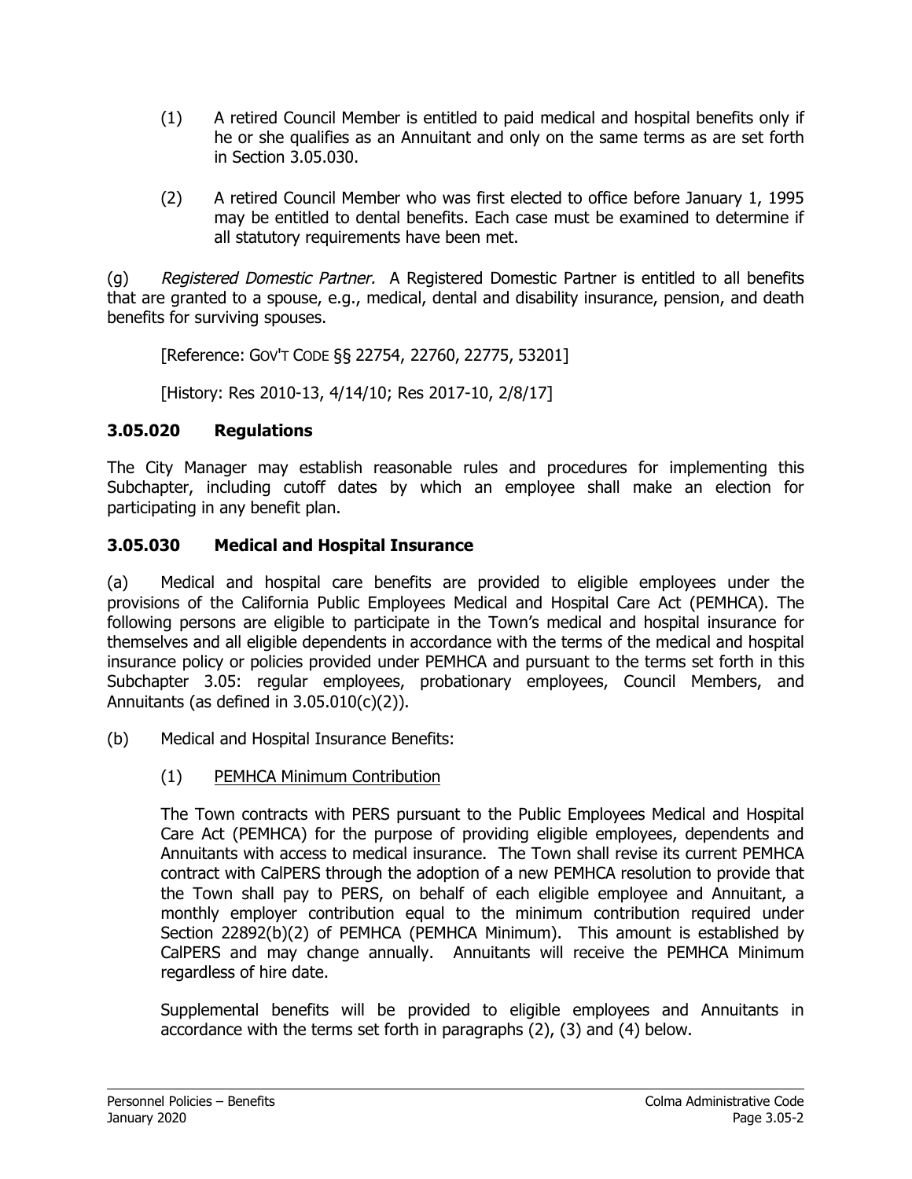(1) A retired Council Member is entitled to paid medical and hospital benefits only if he or she qualifies as an Annuitant and only on the same terms as are set forth in Section 3.05.030.

(2) A retired Council Member who was first elected to office before January 1, 1995 may be entitled to dental benefits. Each case must be examined to determine if all statutory requirements have been met.

(g) *Registered Domestic Partner.* A Registered Domestic Partner is entitled to all benefits that are granted to a spouse, e.g., medical, dental and disability insurance, pension, and death benefits for surviving spouses.

[Reference: GOV'T CODE §§ 22754, 22760, 22775, 53201]

[History: Res 2010-13, 4/14/10; Res 2017-10, 2/8/17]

### 3.05.020 Regulations

The City Manager may establish reasonable rules and procedures for implementing this Subchapter, including cutoff dates by which an employee shall make an election for participating in any benefit plan.

### 3.05.030 Medical and Hospital Insurance

(a) Medical and hospital care benefits are provided to eligible employees under the provisions of the California Public Employees Medical and Hospital Care Act (PEMHCA). The following persons are eligible to participate in the Town's medical and hospital insurance for themselves and all eligible dependents in accordance with the terms of the medical and hospital insurance policy or policies provided under PEMHCA and pursuant to the terms set forth in this Subchapter 3.05: regular employees, probationary employees, Council Members, and Annuitants (as defined in 3.05.010(c)(2)).

(b) Medical and Hospital Insurance Benefits:

(1) PEMHCA Minimum Contribution

The Town contracts with PERS pursuant to the Public Employees Medical and Hospital Care Act (PEMHCA) for the purpose of providing eligible employees, dependents and Annuitants with access to medical insurance. The Town shall revise its current PEMHCA contract with CalPERS through the adoption of a new PEMHCA resolution to provide that the Town shall pay to PERS, on behalf of each eligible employee and Annuitant, a monthly employer contribution equal to the minimum contribution required under Section 22892(b)(2) of PEMHCA (PEMHCA Minimum). This amount is established by CalPERS and may change annually. Annuitants will receive the PEMHCA Minimum regardless of hire date.

Supplemental benefits will be provided to eligible employees and Annuitants in accordance with the terms set forth in paragraphs (2), (3) and (4) below.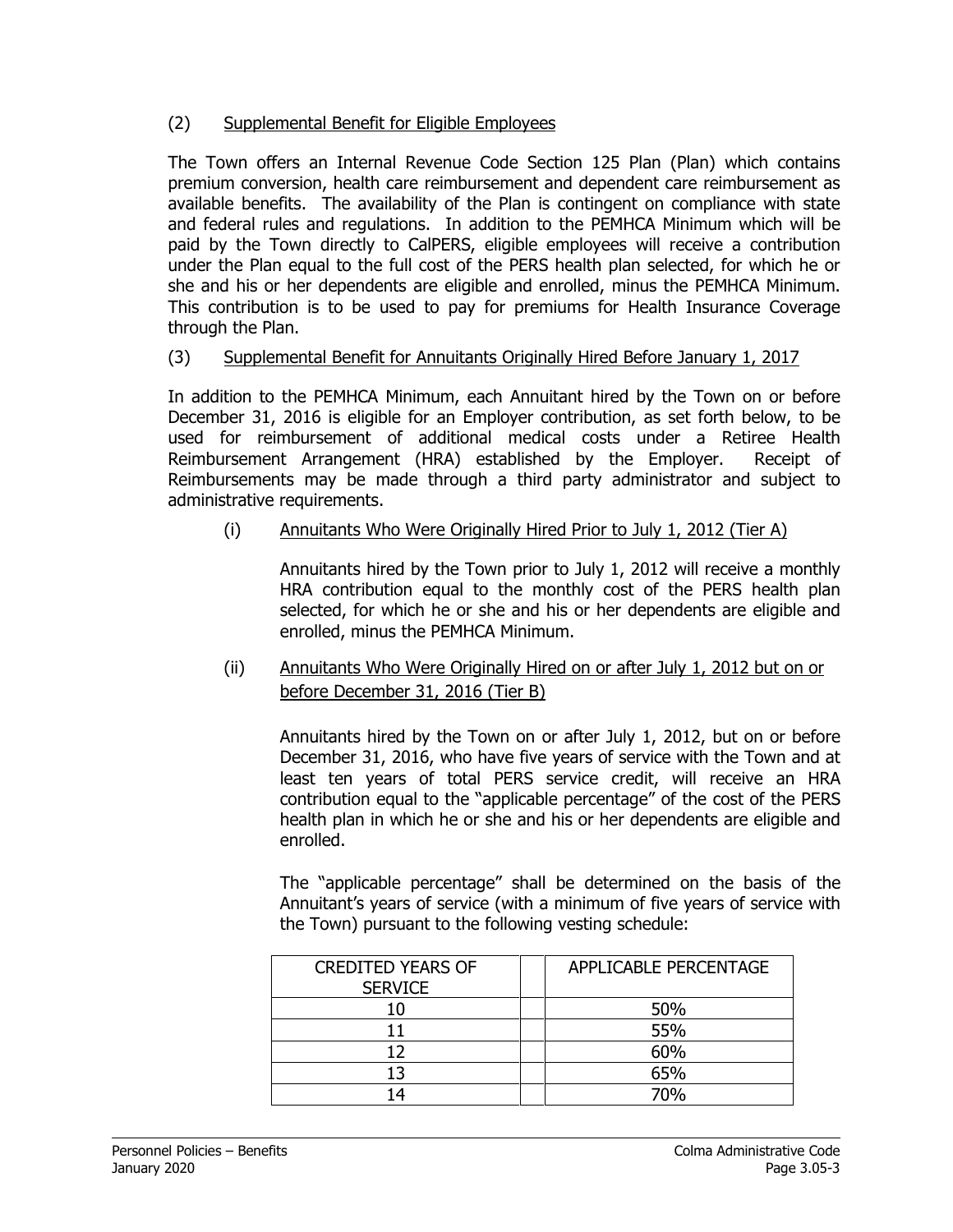(2) Supplemental Benefit for Eligible Employees

The Town offers an Internal Revenue Code Section 125 Plan (Plan) which contains premium conversion, health care reimbursement and dependent care reimbursement as available benefits. The availability of the Plan is contingent on compliance with state and federal rules and regulations. In addition to the PEMHCA Minimum which will be paid by the Town directly to CalPERS, eligible employees will receive a contribution under the Plan equal to the full cost of the PERS health plan selected, for which he or she and his or her dependents are eligible and enrolled, minus the PEMHCA Minimum. This contribution is to be used to pay for premiums for Health Insurance Coverage through the Plan.

(3) Supplemental Benefit for Annuitants Originally Hired Before January 1, 2017

In addition to the PEMHCA Minimum, each Annuitant hired by the Town on or before December 31, 2016 is eligible for an Employer contribution, as set forth below, to be used for reimbursement of additional medical costs under a Retiree Health Reimbursement Arrangement (HRA) established by the Employer. Receipt of Reimbursements may be made through a third party administrator and subject to administrative requirements.

(i) Annuitants Who Were Originally Hired Prior to July 1, 2012 (Tier A)

Annuitants hired by the Town prior to July 1, 2012 will receive a monthly HRA contribution equal to the monthly cost of the PERS health plan selected, for which he or she and his or her dependents are eligible and enrolled, minus the PEMHCA Minimum.

(ii) Annuitants Who Were Originally Hired on or after July 1, 2012 but on or before December 31, 2016 (Tier B)

Annuitants hired by the Town on or after July 1, 2012, but on or before December 31, 2016, who have five years of service with the Town and at least ten years of total PERS service credit, will receive an HRA contribution equal to the "applicable percentage" of the cost of the PERS health plan in which he or she and his or her dependents are eligible and enrolled.

The "applicable percentage" shall be determined on the basis of the Annuitant's years of service (with a minimum of five years of service with the Town) pursuant to the following vesting schedule:

| CREDITED YEARS OF SERVICE | | APPLICABLE PERCENTAGE |
|---|---|---|
| 10 | | 50% |
| 11 | | 55% |
| 12 | | 60% |
| 13 | | 65% |
| 14 | | 70% |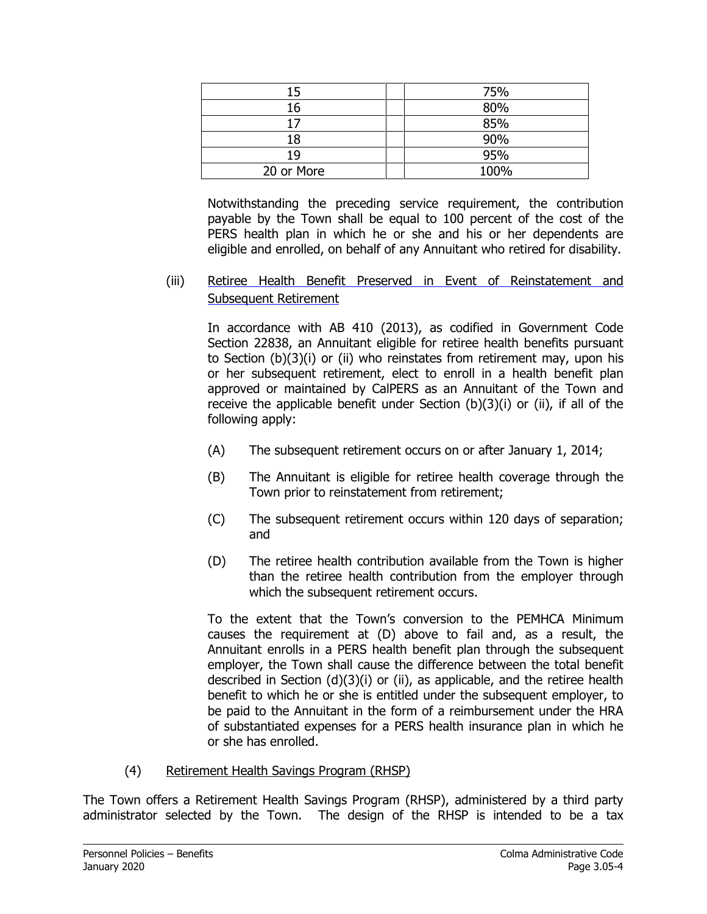| | | |
|---|---|---|
| 15 | | 75% |
| 16 | | 80% |
| 17 | | 85% |
| 18 | | 90% |
| 19 | | 95% |
| 20 or More | | 100% |

Notwithstanding the preceding service requirement, the contribution payable by the Town shall be equal to 100 percent of the cost of the PERS health plan in which he or she and his or her dependents are eligible and enrolled, on behalf of any Annuitant who retired for disability.

(iii) Retiree Health Benefit Preserved in Event of Reinstatement and Subsequent Retirement

In accordance with AB 410 (2013), as codified in Government Code Section 22838, an Annuitant eligible for retiree health benefits pursuant to Section (b)(3)(i) or (ii) who reinstates from retirement may, upon his or her subsequent retirement, elect to enroll in a health benefit plan approved or maintained by CalPERS as an Annuitant of the Town and receive the applicable benefit under Section (b)(3)(i) or (ii), if all of the following apply:

(A) The subsequent retirement occurs on or after January 1, 2014;

(B) The Annuitant is eligible for retiree health coverage through the Town prior to reinstatement from retirement;

(C) The subsequent retirement occurs within 120 days of separation; and

(D) The retiree health contribution available from the Town is higher than the retiree health contribution from the employer through which the subsequent retirement occurs.

To the extent that the Town's conversion to the PEMHCA Minimum causes the requirement at (D) above to fail and, as a result, the Annuitant enrolls in a PERS health benefit plan through the subsequent employer, the Town shall cause the difference between the total benefit described in Section (d)(3)(i) or (ii), as applicable, and the retiree health benefit to which he or she is entitled under the subsequent employer, to be paid to the Annuitant in the form of a reimbursement under the HRA of substantiated expenses for a PERS health insurance plan in which he or she has enrolled.

(4) Retirement Health Savings Program (RHSP)

The Town offers a Retirement Health Savings Program (RHSP), administered by a third party administrator selected by the Town. The design of the RHSP is intended to be a tax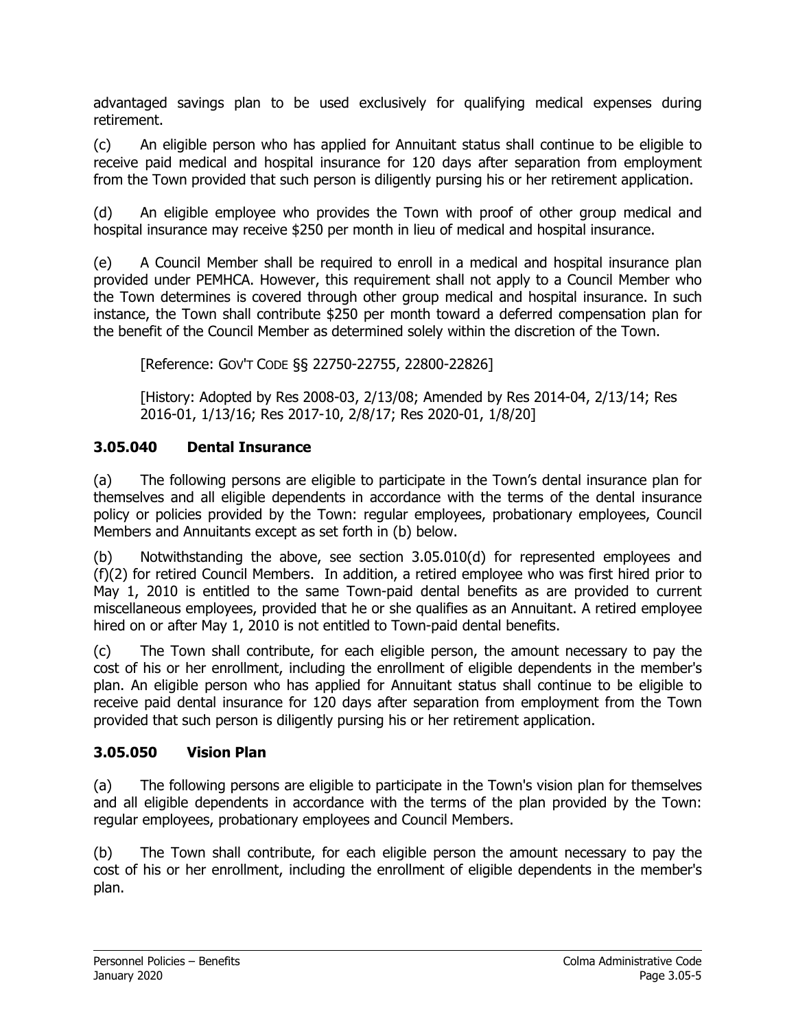advantaged savings plan to be used exclusively for qualifying medical expenses during retirement.

(c) An eligible person who has applied for Annuitant status shall continue to be eligible to receive paid medical and hospital insurance for 120 days after separation from employment from the Town provided that such person is diligently pursing his or her retirement application.

(d) An eligible employee who provides the Town with proof of other group medical and hospital insurance may receive $250 per month in lieu of medical and hospital insurance.

(e) A Council Member shall be required to enroll in a medical and hospital insurance plan provided under PEMHCA. However, this requirement shall not apply to a Council Member who the Town determines is covered through other group medical and hospital insurance. In such instance, the Town shall contribute $250 per month toward a deferred compensation plan for the benefit of the Council Member as determined solely within the discretion of the Town.

[Reference: GOV'T CODE §§ 22750-22755, 22800-22826]

[History: Adopted by Res 2008-03, 2/13/08; Amended by Res 2014-04, 2/13/14; Res 2016-01, 1/13/16; Res 2017-10, 2/8/17; Res 2020-01, 1/8/20]

### 3.05.040 Dental Insurance

(a) The following persons are eligible to participate in the Town's dental insurance plan for themselves and all eligible dependents in accordance with the terms of the dental insurance policy or policies provided by the Town: regular employees, probationary employees, Council Members and Annuitants except as set forth in (b) below.

(b) Notwithstanding the above, see section 3.05.010(d) for represented employees and (f)(2) for retired Council Members. In addition, a retired employee who was first hired prior to May 1, 2010 is entitled to the same Town-paid dental benefits as are provided to current miscellaneous employees, provided that he or she qualifies as an Annuitant. A retired employee hired on or after May 1, 2010 is not entitled to Town-paid dental benefits.

(c) The Town shall contribute, for each eligible person, the amount necessary to pay the cost of his or her enrollment, including the enrollment of eligible dependents in the member's plan. An eligible person who has applied for Annuitant status shall continue to be eligible to receive paid dental insurance for 120 days after separation from employment from the Town provided that such person is diligently pursing his or her retirement application.

### 3.05.050 Vision Plan

(a) The following persons are eligible to participate in the Town's vision plan for themselves and all eligible dependents in accordance with the terms of the plan provided by the Town: regular employees, probationary employees and Council Members.

(b) The Town shall contribute, for each eligible person the amount necessary to pay the cost of his or her enrollment, including the enrollment of eligible dependents in the member's plan.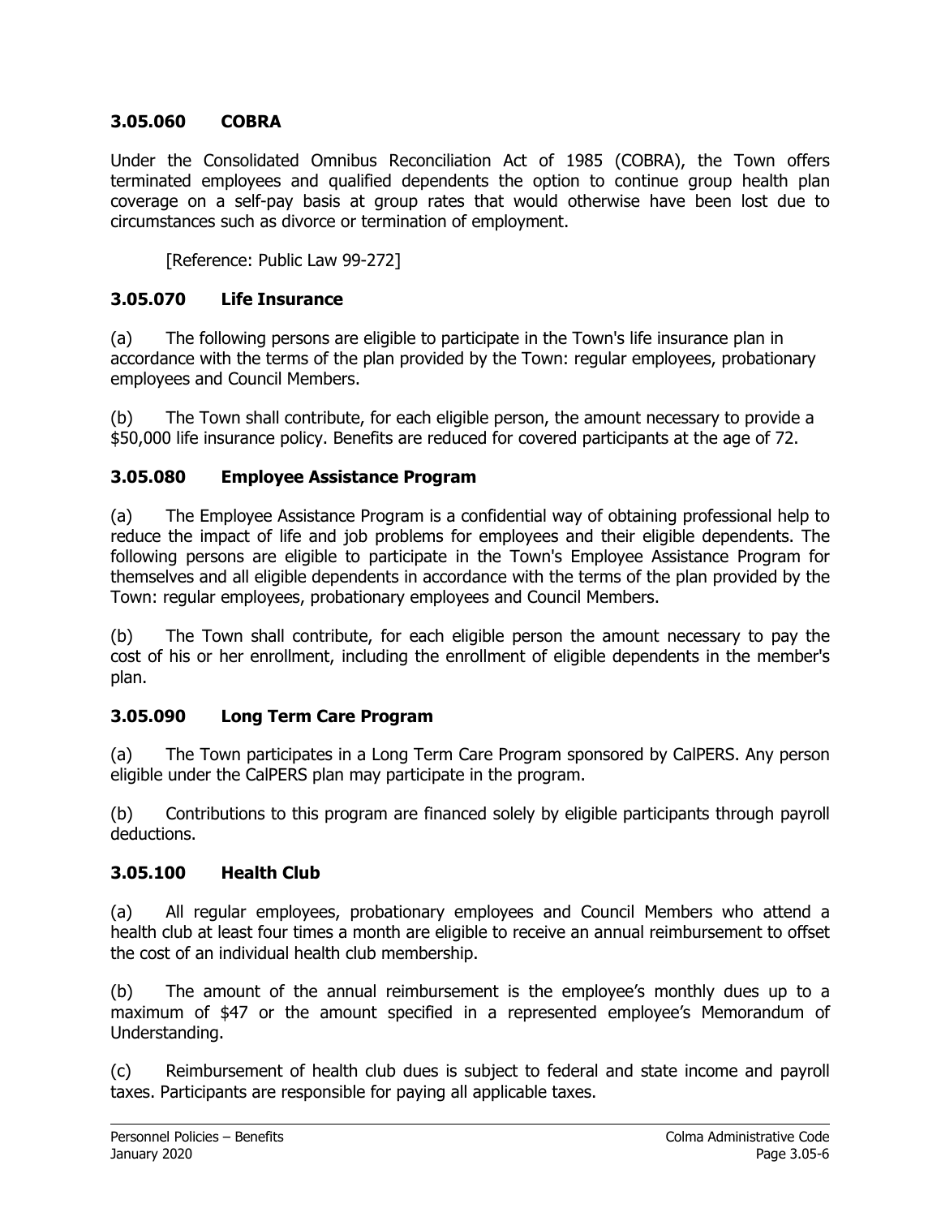### 3.05.060 COBRA

Under the Consolidated Omnibus Reconciliation Act of 1985 (COBRA), the Town offers terminated employees and qualified dependents the option to continue group health plan coverage on a self-pay basis at group rates that would otherwise have been lost due to circumstances such as divorce or termination of employment.

[Reference: Public Law 99-272]

### 3.05.070 Life Insurance

(a) The following persons are eligible to participate in the Town's life insurance plan in accordance with the terms of the plan provided by the Town: regular employees, probationary employees and Council Members.

(b) The Town shall contribute, for each eligible person, the amount necessary to provide a $50,000 life insurance policy. Benefits are reduced for covered participants at the age of 72.

### 3.05.080 Employee Assistance Program

(a) The Employee Assistance Program is a confidential way of obtaining professional help to reduce the impact of life and job problems for employees and their eligible dependents. The following persons are eligible to participate in the Town's Employee Assistance Program for themselves and all eligible dependents in accordance with the terms of the plan provided by the Town: regular employees, probationary employees and Council Members.

(b) The Town shall contribute, for each eligible person the amount necessary to pay the cost of his or her enrollment, including the enrollment of eligible dependents in the member's plan.

### 3.05.090 Long Term Care Program

(a) The Town participates in a Long Term Care Program sponsored by CalPERS. Any person eligible under the CalPERS plan may participate in the program.

(b) Contributions to this program are financed solely by eligible participants through payroll deductions.

### 3.05.100 Health Club

(a) All regular employees, probationary employees and Council Members who attend a health club at least four times a month are eligible to receive an annual reimbursement to offset the cost of an individual health club membership.

(b) The amount of the annual reimbursement is the employee's monthly dues up to a maximum of $47 or the amount specified in a represented employee's Memorandum of Understanding.

(c) Reimbursement of health club dues is subject to federal and state income and payroll taxes. Participants are responsible for paying all applicable taxes.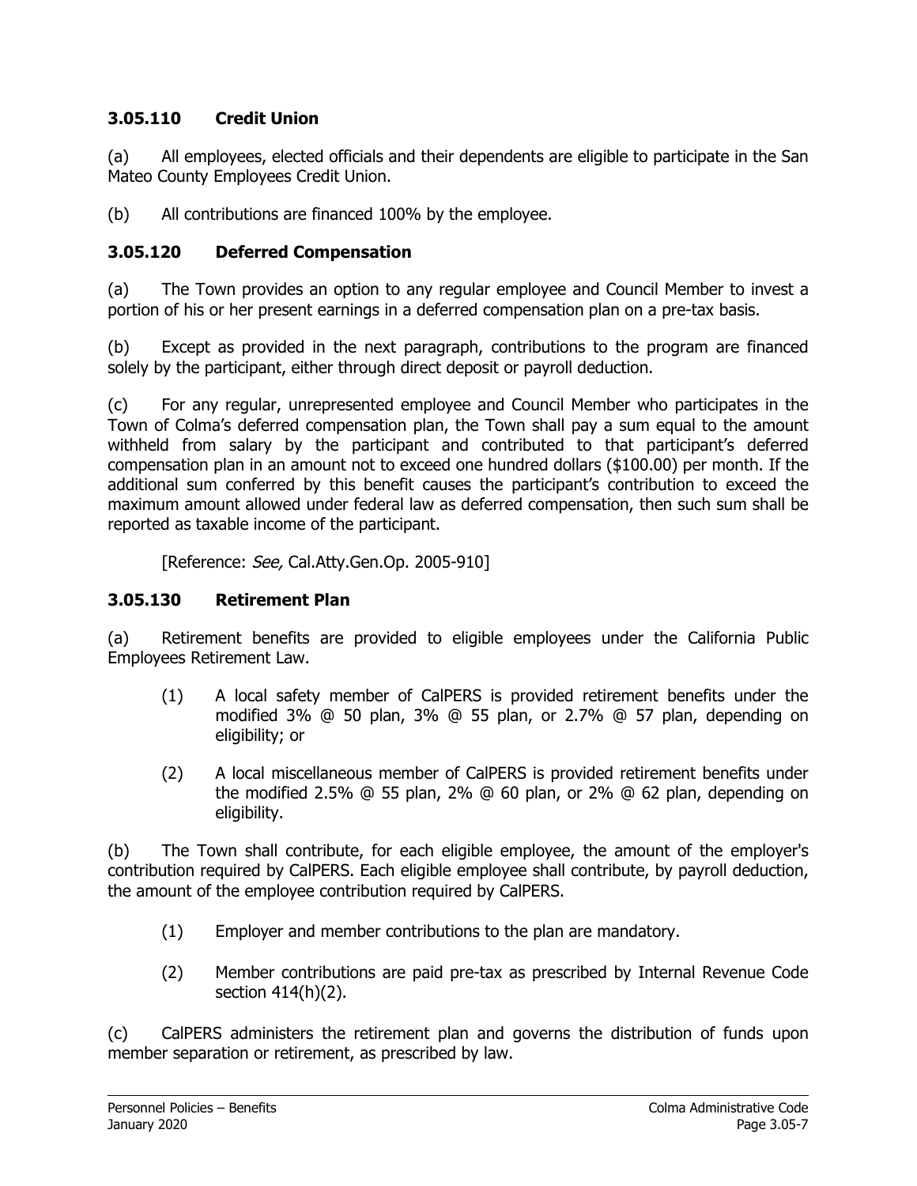### 3.05.110 Credit Union

(a) All employees, elected officials and their dependents are eligible to participate in the San Mateo County Employees Credit Union.

(b) All contributions are financed 100% by the employee.

### 3.05.120 Deferred Compensation

(a) The Town provides an option to any regular employee and Council Member to invest a portion of his or her present earnings in a deferred compensation plan on a pre-tax basis.

(b) Except as provided in the next paragraph, contributions to the program are financed solely by the participant, either through direct deposit or payroll deduction.

(c) For any regular, unrepresented employee and Council Member who participates in the Town of Colma's deferred compensation plan, the Town shall pay a sum equal to the amount withheld from salary by the participant and contributed to that participant's deferred compensation plan in an amount not to exceed one hundred dollars ($100.00) per month. If the additional sum conferred by this benefit causes the participant's contribution to exceed the maximum amount allowed under federal law as deferred compensation, then such sum shall be reported as taxable income of the participant.

[Reference: *See,* Cal.Atty.Gen.Op. 2005-910]

### 3.05.130 Retirement Plan

(a) Retirement benefits are provided to eligible employees under the California Public Employees Retirement Law.

(1) A local safety member of CalPERS is provided retirement benefits under the modified 3% @ 50 plan, 3% @ 55 plan, or 2.7% @ 57 plan, depending on eligibility; or

(2) A local miscellaneous member of CalPERS is provided retirement benefits under the modified 2.5% @ 55 plan, 2% @ 60 plan, or 2% @ 62 plan, depending on eligibility.

(b) The Town shall contribute, for each eligible employee, the amount of the employer's contribution required by CalPERS. Each eligible employee shall contribute, by payroll deduction, the amount of the employee contribution required by CalPERS.

(1) Employer and member contributions to the plan are mandatory.

(2) Member contributions are paid pre-tax as prescribed by Internal Revenue Code section 414(h)(2).

(c) CalPERS administers the retirement plan and governs the distribution of funds upon member separation or retirement, as prescribed by law.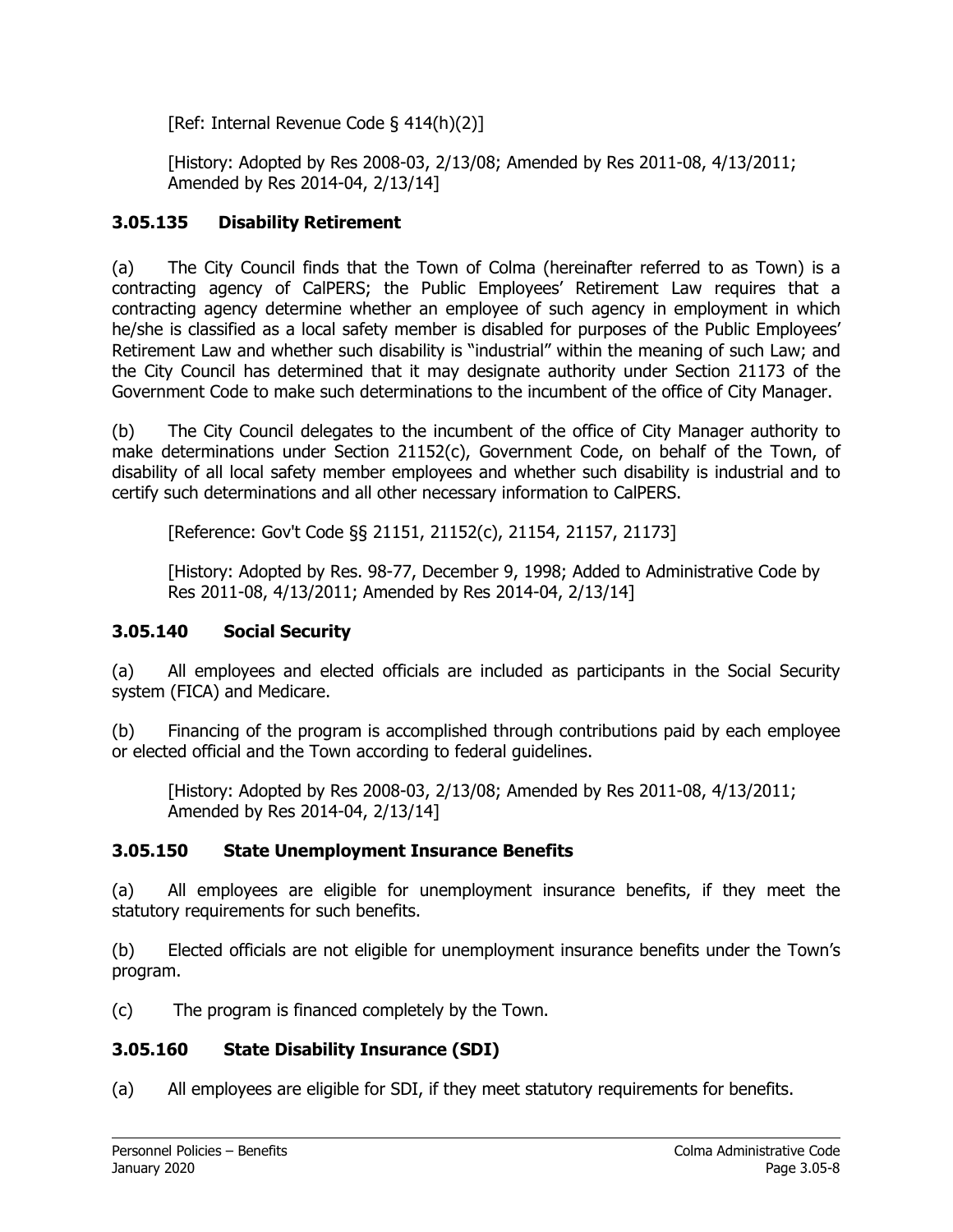[Ref: Internal Revenue Code § 414(h)(2)]

[History: Adopted by Res 2008-03, 2/13/08; Amended by Res 2011-08, 4/13/2011; Amended by Res 2014-04, 2/13/14]

### 3.05.135 Disability Retirement

(a) The City Council finds that the Town of Colma (hereinafter referred to as Town) is a contracting agency of CalPERS; the Public Employees' Retirement Law requires that a contracting agency determine whether an employee of such agency in employment in which he/she is classified as a local safety member is disabled for purposes of the Public Employees' Retirement Law and whether such disability is "industrial" within the meaning of such Law; and the City Council has determined that it may designate authority under Section 21173 of the Government Code to make such determinations to the incumbent of the office of City Manager.

(b) The City Council delegates to the incumbent of the office of City Manager authority to make determinations under Section 21152(c), Government Code, on behalf of the Town, of disability of all local safety member employees and whether such disability is industrial and to certify such determinations and all other necessary information to CalPERS.

[Reference: Gov't Code §§ 21151, 21152(c), 21154, 21157, 21173]

[History: Adopted by Res. 98-77, December 9, 1998; Added to Administrative Code by Res 2011-08, 4/13/2011; Amended by Res 2014-04, 2/13/14]

### 3.05.140 Social Security

(a) All employees and elected officials are included as participants in the Social Security system (FICA) and Medicare.

(b) Financing of the program is accomplished through contributions paid by each employee or elected official and the Town according to federal guidelines.

[History: Adopted by Res 2008-03, 2/13/08; Amended by Res 2011-08, 4/13/2011; Amended by Res 2014-04, 2/13/14]

### 3.05.150 State Unemployment Insurance Benefits

(a) All employees are eligible for unemployment insurance benefits, if they meet the statutory requirements for such benefits.

(b) Elected officials are not eligible for unemployment insurance benefits under the Town's program.

(c) The program is financed completely by the Town.

### 3.05.160 State Disability Insurance (SDI)

(a) All employees are eligible for SDI, if they meet statutory requirements for benefits.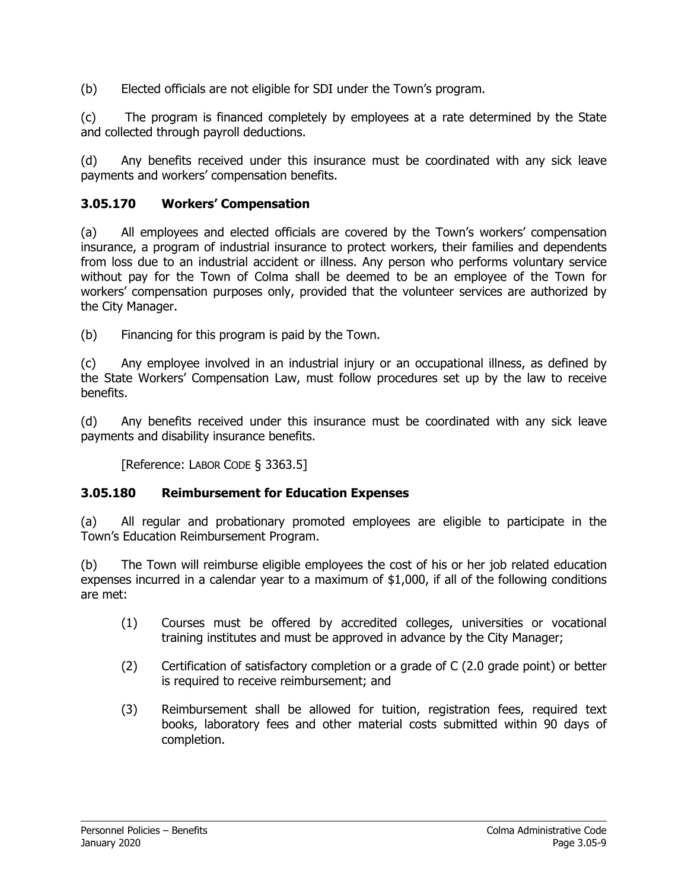(b) Elected officials are not eligible for SDI under the Town's program.

(c) The program is financed completely by employees at a rate determined by the State and collected through payroll deductions.

(d) Any benefits received under this insurance must be coordinated with any sick leave payments and workers' compensation benefits.

### 3.05.170 Workers' Compensation

(a) All employees and elected officials are covered by the Town's workers' compensation insurance, a program of industrial insurance to protect workers, their families and dependents from loss due to an industrial accident or illness. Any person who performs voluntary service without pay for the Town of Colma shall be deemed to be an employee of the Town for workers' compensation purposes only, provided that the volunteer services are authorized by the City Manager.

(b) Financing for this program is paid by the Town.

(c) Any employee involved in an industrial injury or an occupational illness, as defined by the State Workers' Compensation Law, must follow procedures set up by the law to receive benefits.

(d) Any benefits received under this insurance must be coordinated with any sick leave payments and disability insurance benefits.

[Reference: LABOR CODE § 3363.5]

### 3.05.180 Reimbursement for Education Expenses

(a) All regular and probationary promoted employees are eligible to participate in the Town's Education Reimbursement Program.

(b) The Town will reimburse eligible employees the cost of his or her job related education expenses incurred in a calendar year to a maximum of $1,000, if all of the following conditions are met:

(1) Courses must be offered by accredited colleges, universities or vocational training institutes and must be approved in advance by the City Manager;

(2) Certification of satisfactory completion or a grade of C (2.0 grade point) or better is required to receive reimbursement; and

(3) Reimbursement shall be allowed for tuition, registration fees, required text books, laboratory fees and other material costs submitted within 90 days of completion.